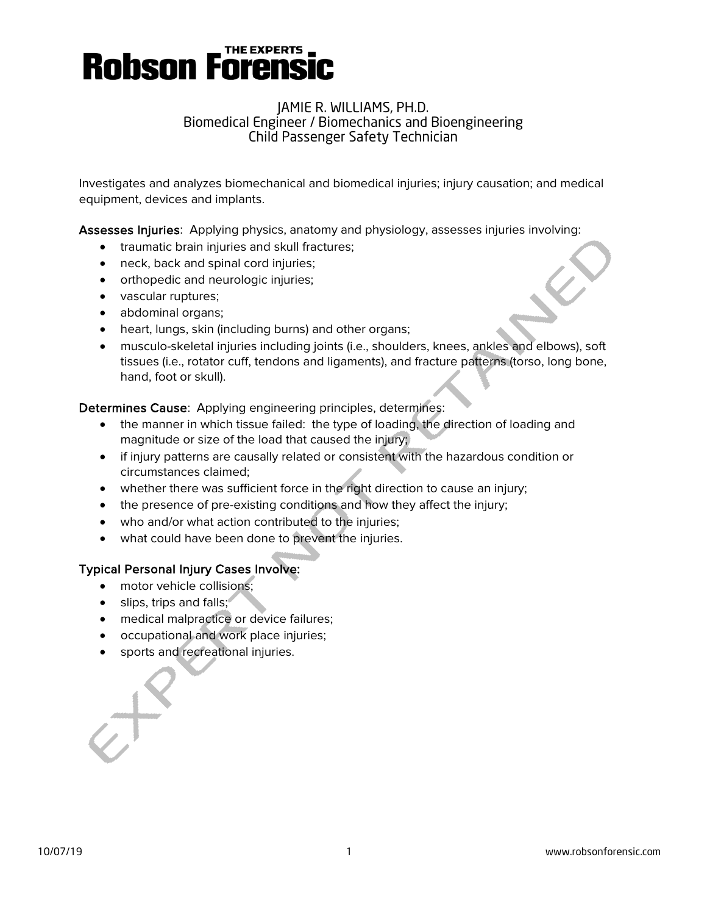# Robson Forensic

THE EXPERTS

## JAMIE R. WILLIAMS, PH.D.
Biomedical Engineer / Biomechanics and Bioengineering
Child Passenger Safety Technician

Investigates and analyzes biomechanical and biomedical injuries; injury causation; and medical equipment, devices and implants.

**Assesses Injuries**: Applying physics, anatomy and physiology, assesses injuries involving:

- traumatic brain injuries and skull fractures;
- neck, back and spinal cord injuries;
- orthopedic and neurologic injuries;
- vascular ruptures;
- abdominal organs;
- heart, lungs, skin (including burns) and other organs;
- musculo-skeletal injuries including joints (i.e., shoulders, knees, ankles and elbows), soft tissues (i.e., rotator cuff, tendons and ligaments), and fracture patterns (torso, long bone, hand, foot or skull).

**Determines Cause**: Applying engineering principles, determines:

- the manner in which tissue failed: the type of loading, the direction of loading and magnitude or size of the load that caused the injury;
- if injury patterns are causally related or consistent with the hazardous condition or circumstances claimed;
- whether there was sufficient force in the right direction to cause an injury;
- the presence of pre-existing conditions and how they affect the injury;
- who and/or what action contributed to the injuries;
- what could have been done to prevent the injuries.

**Typical Personal Injury Cases Involve:**

- motor vehicle collisions;
- slips, trips and falls;
- medical malpractice or device failures;
- occupational and work place injuries;
- sports and recreational injuries.

EXPERT NOT RETAINED

10/07/19 www.robsonforensic.com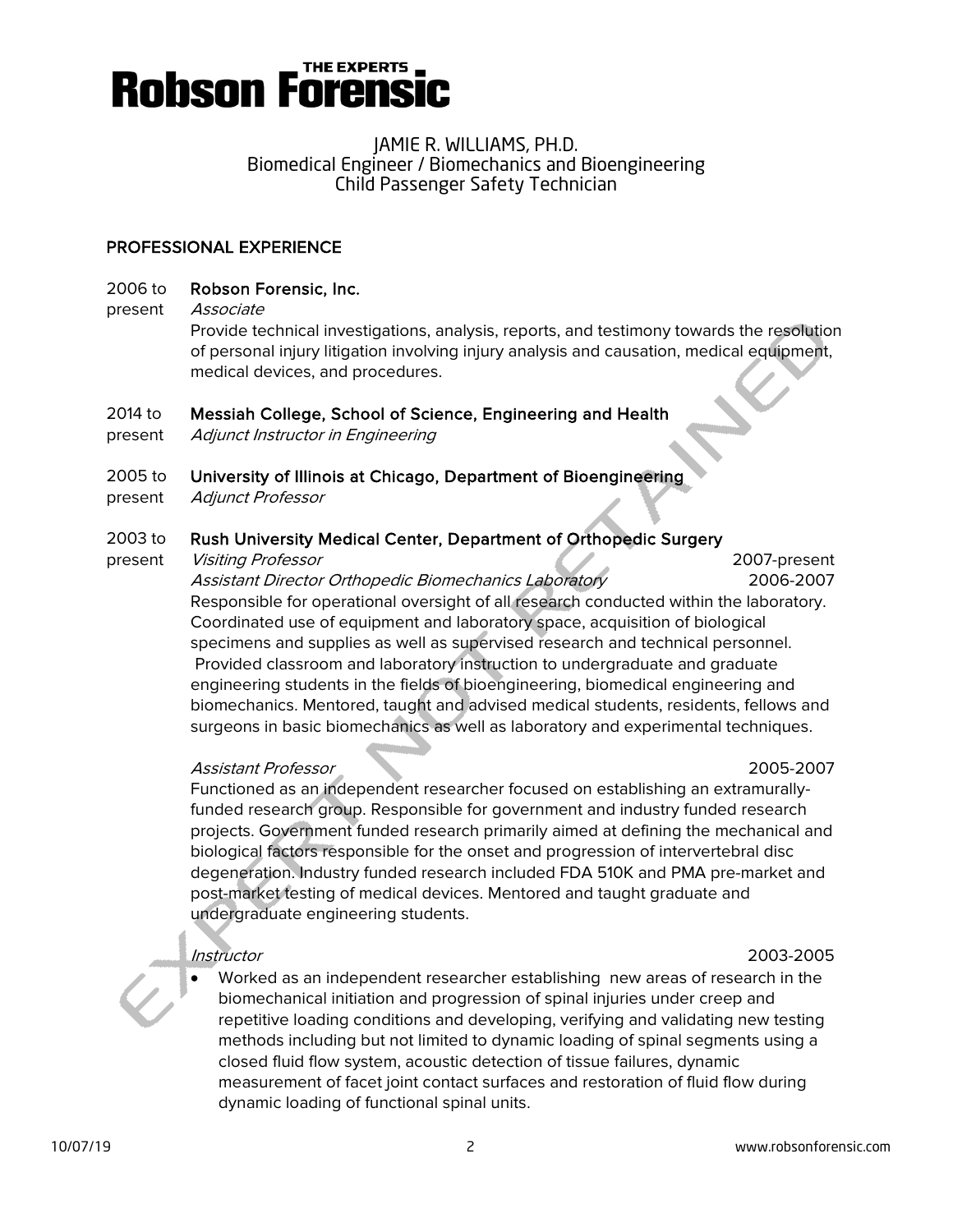# Robson Forensic

JAMIE R. WILLIAMS, PH.D.
Biomedical Engineer / Biomechanics and Bioengineering
Child Passenger Safety Technician

## PROFESSIONAL EXPERIENCE

**2006 to present — Robson Forensic, Inc.**
*Associate*
Provide technical investigations, analysis, reports, and testimony towards the resolution of personal injury litigation involving injury analysis and causation, medical equipment, medical devices, and procedures.

**2014 to present — Messiah College, School of Science, Engineering and Health**
*Adjunct Instructor in Engineering*

**2005 to present — University of Illinois at Chicago, Department of Bioengineering**
*Adjunct Professor*

**2003 to present — Rush University Medical Center, Department of Orthopedic Surgery**
*Visiting Professor* — 2007-present
*Assistant Director Orthopedic Biomechanics Laboratory* — 2006-2007
Responsible for operational oversight of all research conducted within the laboratory. Coordinated use of equipment and laboratory space, acquisition of biological specimens and supplies as well as supervised research and technical personnel. Provided classroom and laboratory instruction to undergraduate and graduate engineering students in the fields of bioengineering, biomedical engineering and biomechanics. Mentored, taught and advised medical students, residents, fellows and surgeons in basic biomechanics as well as laboratory and experimental techniques.

*Assistant Professor* — 2005-2007
Functioned as an independent researcher focused on establishing an extramurally-funded research group. Responsible for government and industry funded research projects. Government funded research primarily aimed at defining the mechanical and biological factors responsible for the onset and progression of intervertebral disc degeneration. Industry funded research included FDA 510K and PMA pre-market and post-market testing of medical devices. Mentored and taught graduate and undergraduate engineering students.

*Instructor* — 2003-2005

- Worked as an independent researcher establishing new areas of research in the biomechanical initiation and progression of spinal injuries under creep and repetitive loading conditions and developing, verifying and validating new testing methods including but not limited to dynamic loading of spinal segments using a closed fluid flow system, acoustic detection of tissue failures, dynamic measurement of facet joint contact surfaces and restoration of fluid flow during dynamic loading of functional spinal units.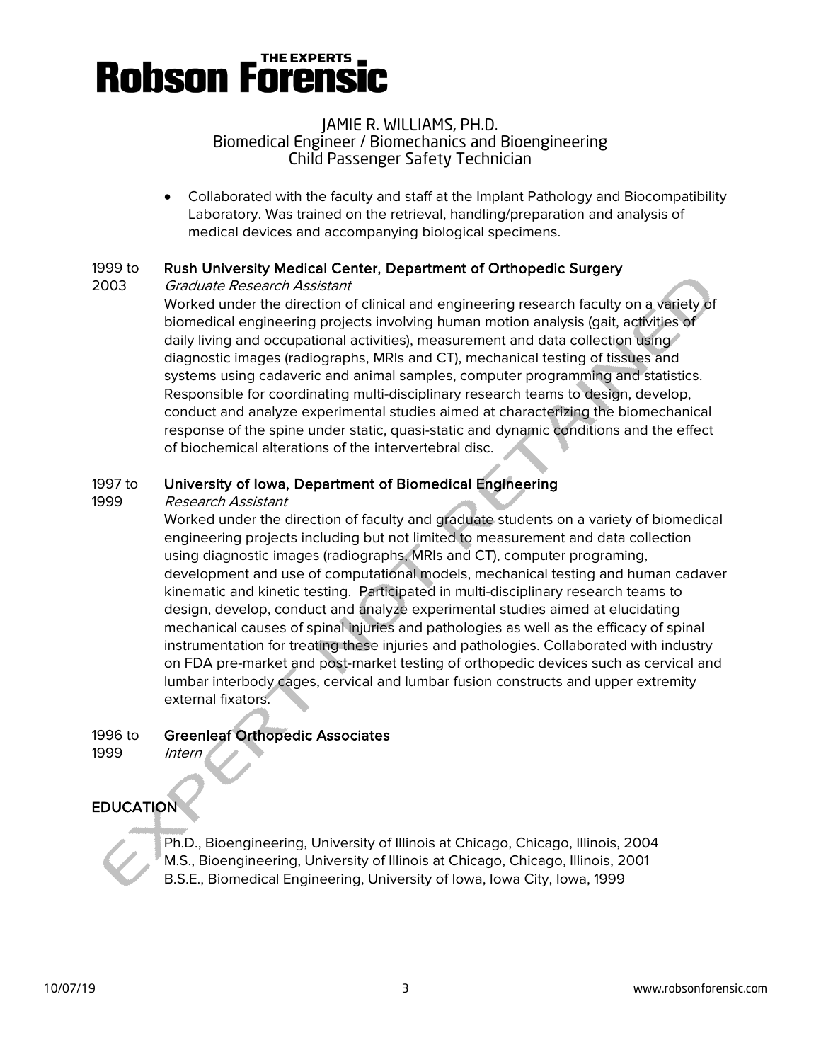- Collaborated with the faculty and staff at the Implant Pathology and Biocompatibility Laboratory. Was trained on the retrieval, handling/preparation and analysis of medical devices and accompanying biological specimens.

1999 to 2003 **Rush University Medical Center, Department of Orthopedic Surgery**
*Graduate Research Assistant*
Worked under the direction of clinical and engineering research faculty on a variety of biomedical engineering projects involving human motion analysis (gait, activities of daily living and occupational activities), measurement and data collection using diagnostic images (radiographs, MRIs and CT), mechanical testing of tissues and systems using cadaveric and animal samples, computer programming and statistics. Responsible for coordinating multi-disciplinary research teams to design, develop, conduct and analyze experimental studies aimed at characterizing the biomechanical response of the spine under static, quasi-static and dynamic conditions and the effect of biochemical alterations of the intervertebral disc.

1997 to 1999 **University of Iowa, Department of Biomedical Engineering**
*Research Assistant*
Worked under the direction of faculty and graduate students on a variety of biomedical engineering projects including but not limited to measurement and data collection using diagnostic images (radiographs, MRIs and CT), computer programing, development and use of computational models, mechanical testing and human cadaver kinematic and kinetic testing. Participated in multi-disciplinary research teams to design, develop, conduct and analyze experimental studies aimed at elucidating mechanical causes of spinal injuries and pathologies as well as the efficacy of spinal instrumentation for treating these injuries and pathologies. Collaborated with industry on FDA pre-market and post-market testing of orthopedic devices such as cervical and lumbar interbody cages, cervical and lumbar fusion constructs and upper extremity external fixators.

1996 to 1999 **Greenleaf Orthopedic Associates**
*Intern*

## EDUCATION

Ph.D., Bioengineering, University of Illinois at Chicago, Chicago, Illinois, 2004
M.S., Bioengineering, University of Illinois at Chicago, Chicago, Illinois, 2001
B.S.E., Biomedical Engineering, University of Iowa, Iowa City, Iowa, 1999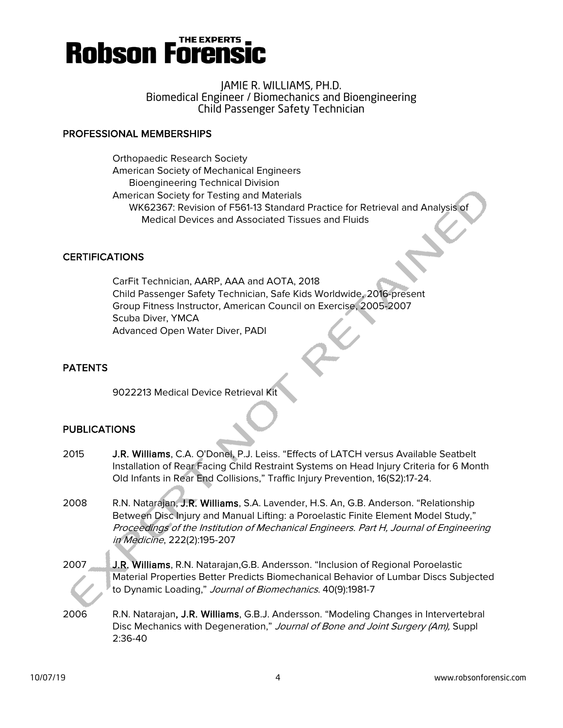# Robson Forensic

JAMIE R. WILLIAMS, PH.D.
Biomedical Engineer / Biomechanics and Bioengineering
Child Passenger Safety Technician

## PROFESSIONAL MEMBERSHIPS

Orthopaedic Research Society
American Society of Mechanical Engineers
- Bioengineering Technical Division

American Society for Testing and Materials
- WK62367: Revision of F561-13 Standard Practice for Retrieval and Analysis of Medical Devices and Associated Tissues and Fluids

## CERTIFICATIONS

CarFit Technician, AARP, AAA and AOTA, 2018
Child Passenger Safety Technician, Safe Kids Worldwide, 2016-present
Group Fitness Instructor, American Council on Exercise, 2005-2007
Scuba Diver, YMCA
Advanced Open Water Diver, PADI

## PATENTS

9022213 Medical Device Retrieval Kit

## PUBLICATIONS

2015 **J.R. Williams**, C.A. O'Donel, P.J. Leiss. "Effects of LATCH versus Available Seatbelt Installation of Rear Facing Child Restraint Systems on Head Injury Criteria for 6 Month Old Infants in Rear End Collisions," Traffic Injury Prevention, 16(S2):17-24.

2008 R.N. Natarajan, **J.R. Williams**, S.A. Lavender, H.S. An, G.B. Anderson. "Relationship Between Disc Injury and Manual Lifting: a Poroelastic Finite Element Model Study," *Proceedings of the Institution of Mechanical Engineers. Part H, Journal of Engineering in Medicine*, 222(2):195-207

2007 **J.R. Williams**, R.N. Natarajan,G.B. Andersson. "Inclusion of Regional Poroelastic Material Properties Better Predicts Biomechanical Behavior of Lumbar Discs Subjected to Dynamic Loading," *Journal of Biomechanics*. 40(9):1981-7

2006 R.N. Natarajan, **J.R. Williams**, G.B.J. Andersson. "Modeling Changes in Intervertebral Disc Mechanics with Degeneration," *Journal of Bone and Joint Surgery (Am),* Suppl 2:36-40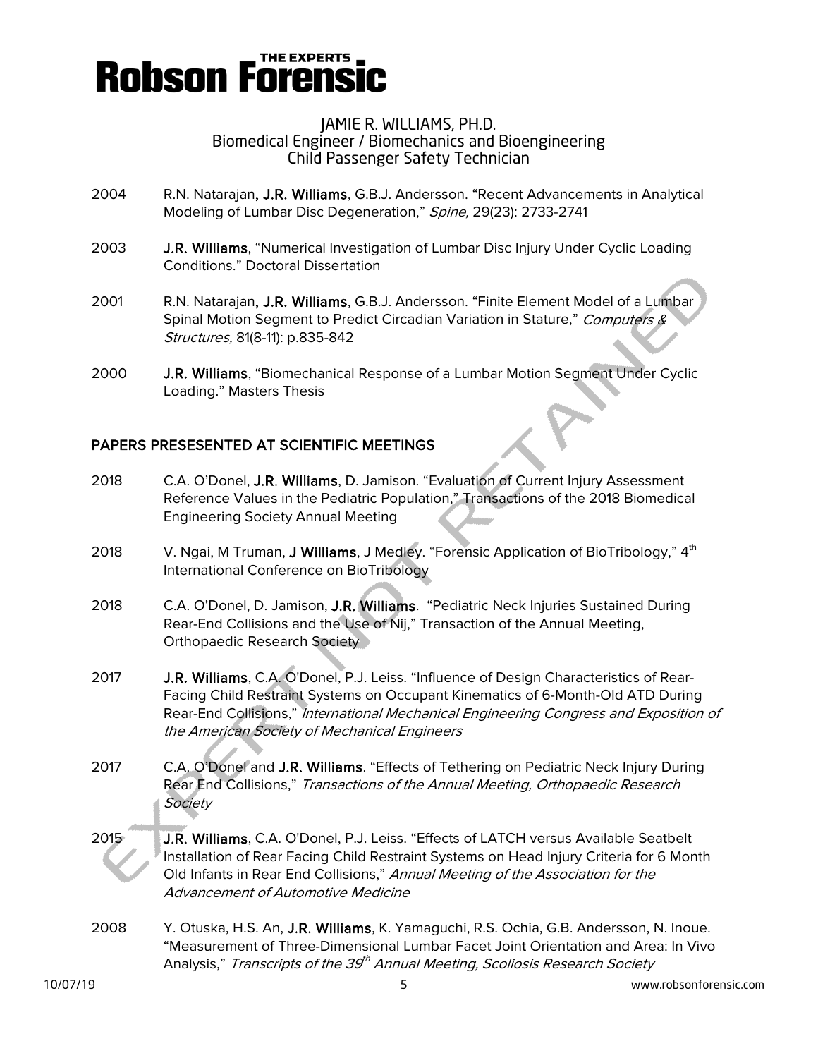2004 R.N. Natarajan, **J.R. Williams**, G.B.J. Andersson. “Recent Advancements in Analytical Modeling of Lumbar Disc Degeneration,” *Spine,* 29(23): 2733-2741

2003 **J.R. Williams**, “Numerical Investigation of Lumbar Disc Injury Under Cyclic Loading Conditions.” Doctoral Dissertation

2001 R.N. Natarajan, **J.R. Williams**, G.B.J. Andersson. “Finite Element Model of a Lumbar Spinal Motion Segment to Predict Circadian Variation in Stature,” *Computers & Structures,* 81(8-11): p.835-842

2000 **J.R. Williams**, “Biomechanical Response of a Lumbar Motion Segment Under Cyclic Loading.” Masters Thesis

## PAPERS PRESESENTED AT SCIENTIFIC MEETINGS

2018 C.A. O’Donel, **J.R. Williams**, D. Jamison. “Evaluation of Current Injury Assessment Reference Values in the Pediatric Population,” Transactions of the 2018 Biomedical Engineering Society Annual Meeting

2018 V. Ngai, M Truman, **J Williams**, J Medley. “Forensic Application of BioTribology,” 4th International Conference on BioTribology

2018 C.A. O’Donel, D. Jamison, **J.R. Williams**. “Pediatric Neck Injuries Sustained During Rear-End Collisions and the Use of Nij,” Transaction of the Annual Meeting, Orthopaedic Research Society

2017 **J.R. Williams**, C.A. O'Donel, P.J. Leiss. “Influence of Design Characteristics of Rear-Facing Child Restraint Systems on Occupant Kinematics of 6-Month-Old ATD During Rear-End Collisions,” *International Mechanical Engineering Congress and Exposition of the American Society of Mechanical Engineers*

2017 C.A. O’Donel and **J.R. Williams**. “Effects of Tethering on Pediatric Neck Injury During Rear End Collisions,” *Transactions of the Annual Meeting, Orthopaedic Research Society*

2015 **J.R. Williams**, C.A. O'Donel, P.J. Leiss. “Effects of LATCH versus Available Seatbelt Installation of Rear Facing Child Restraint Systems on Head Injury Criteria for 6 Month Old Infants in Rear End Collisions,” *Annual Meeting of the Association for the Advancement of Automotive Medicine*

2008 Y. Otuska, H.S. An, **J.R. Williams**, K. Yamaguchi, R.S. Ochia, G.B. Andersson, N. Inoue. “Measurement of Three-Dimensional Lumbar Facet Joint Orientation and Area: In Vivo Analysis,” *Transcripts of the 39th Annual Meeting, Scoliosis Research Society*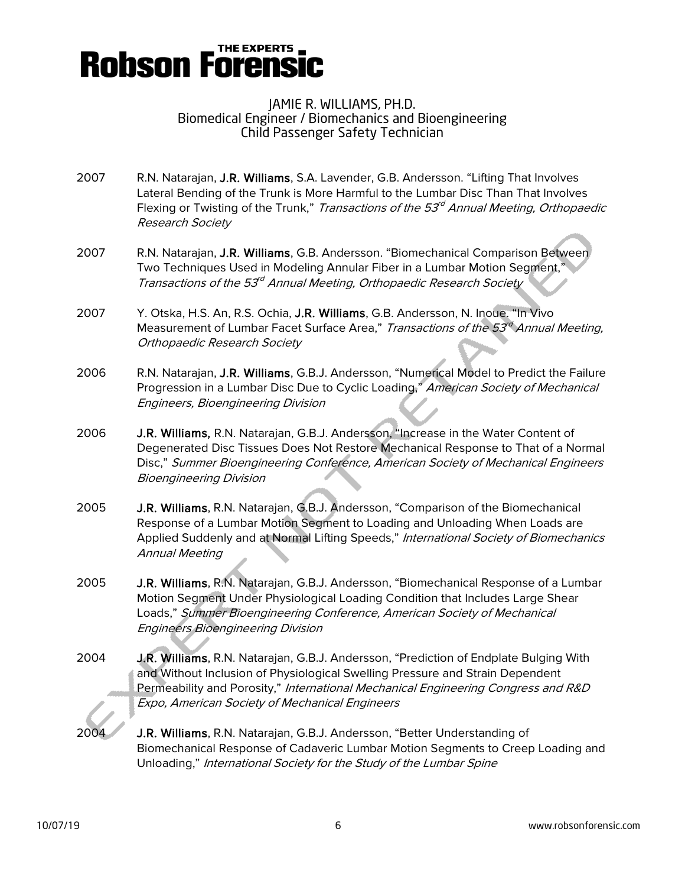2007 R.N. Natarajan, **J.R. Williams**, S.A. Lavender, G.B. Andersson. "Lifting That Involves Lateral Bending of the Trunk is More Harmful to the Lumbar Disc Than That Involves Flexing or Twisting of the Trunk," *Transactions of the 53rd Annual Meeting, Orthopaedic Research Society*

2007 R.N. Natarajan, **J.R. Williams**, G.B. Andersson. "Biomechanical Comparison Between Two Techniques Used in Modeling Annular Fiber in a Lumbar Motion Segment," *Transactions of the 53rd Annual Meeting, Orthopaedic Research Society*

2007 Y. Otska, H.S. An, R.S. Ochia, **J.R. Williams**, G.B. Andersson, N. Inoue. "In Vivo Measurement of Lumbar Facet Surface Area," *Transactions of the 53rd Annual Meeting, Orthopaedic Research Society*

2006 R.N. Natarajan, **J.R. Williams**, G.B.J. Andersson, "Numerical Model to Predict the Failure Progression in a Lumbar Disc Due to Cyclic Loading," *American Society of Mechanical Engineers, Bioengineering Division*

2006 **J.R. Williams,** R.N. Natarajan, G.B.J. Andersson, "Increase in the Water Content of Degenerated Disc Tissues Does Not Restore Mechanical Response to That of a Normal Disc," *Summer Bioengineering Conference, American Society of Mechanical Engineers Bioengineering Division*

2005 **J.R. Williams**, R.N. Natarajan, G.B.J. Andersson, "Comparison of the Biomechanical Response of a Lumbar Motion Segment to Loading and Unloading When Loads are Applied Suddenly and at Normal Lifting Speeds," *International Society of Biomechanics Annual Meeting*

2005 **J.R. Williams**, R.N. Natarajan, G.B.J. Andersson, "Biomechanical Response of a Lumbar Motion Segment Under Physiological Loading Condition that Includes Large Shear Loads," *Summer Bioengineering Conference, American Society of Mechanical Engineers Bioengineering Division*

2004 **J.R. Williams**, R.N. Natarajan, G.B.J. Andersson, "Prediction of Endplate Bulging With and Without Inclusion of Physiological Swelling Pressure and Strain Dependent Permeability and Porosity," *International Mechanical Engineering Congress and R&D Expo, American Society of Mechanical Engineers*

2004 **J.R. Williams**, R.N. Natarajan, G.B.J. Andersson, "Better Understanding of Biomechanical Response of Cadaveric Lumbar Motion Segments to Creep Loading and Unloading," *International Society for the Study of the Lumbar Spine*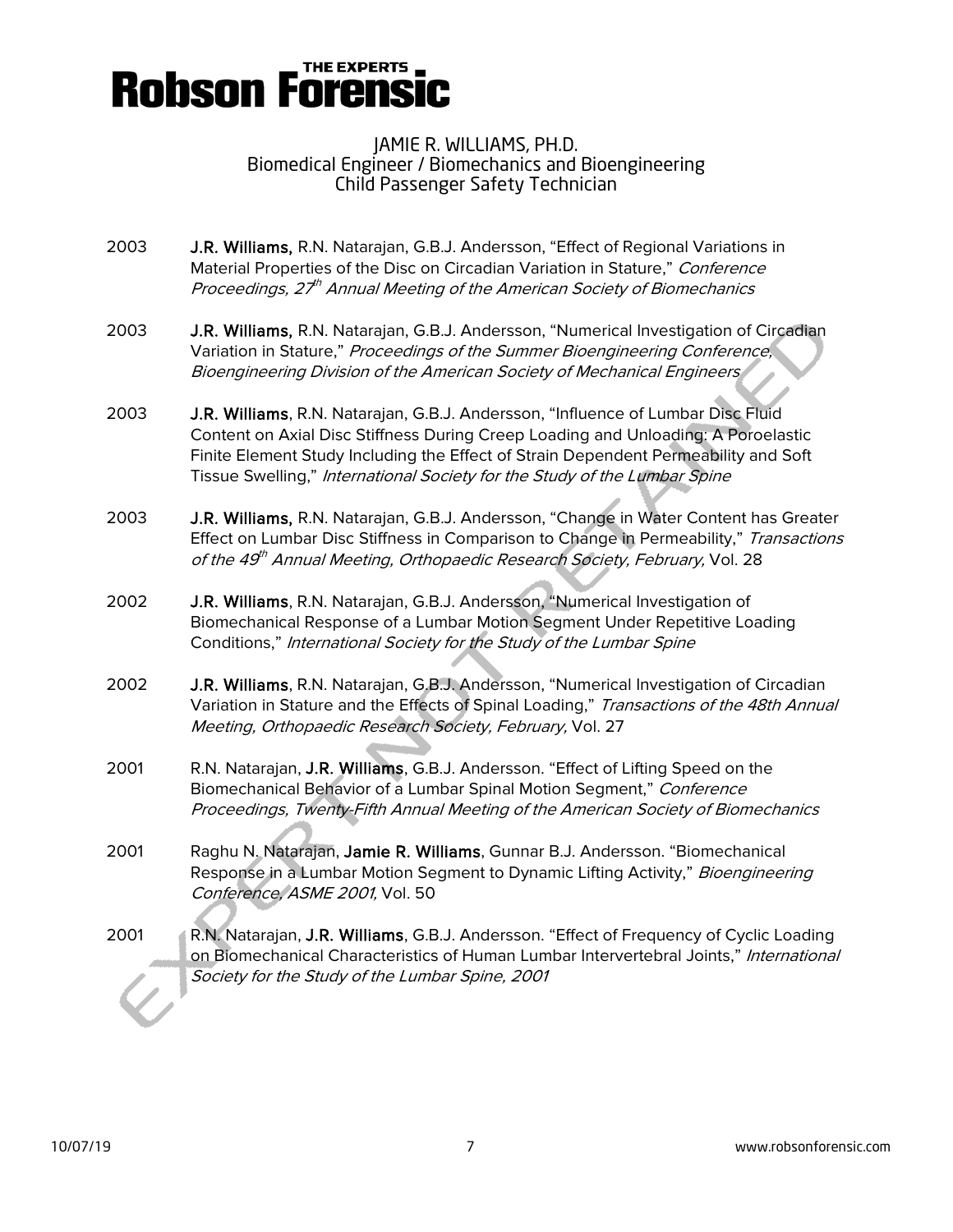2003 **J.R. Williams,** R.N. Natarajan, G.B.J. Andersson, "Effect of Regional Variations in Material Properties of the Disc on Circadian Variation in Stature," *Conference Proceedings, 27th Annual Meeting of the American Society of Biomechanics*

2003 **J.R. Williams,** R.N. Natarajan, G.B.J. Andersson, "Numerical Investigation of Circadian Variation in Stature," *Proceedings of the Summer Bioengineering Conference, Bioengineering Division of the American Society of Mechanical Engineers*

2003 **J.R. Williams**, R.N. Natarajan, G.B.J. Andersson, "Influence of Lumbar Disc Fluid Content on Axial Disc Stiffness During Creep Loading and Unloading: A Poroelastic Finite Element Study Including the Effect of Strain Dependent Permeability and Soft Tissue Swelling," *International Society for the Study of the Lumbar Spine*

2003 **J.R. Williams,** R.N. Natarajan, G.B.J. Andersson, "Change in Water Content has Greater Effect on Lumbar Disc Stiffness in Comparison to Change in Permeability," *Transactions of the 49th Annual Meeting, Orthopaedic Research Society, February,* Vol. 28

2002 **J.R. Williams**, R.N. Natarajan, G.B.J. Andersson, "Numerical Investigation of Biomechanical Response of a Lumbar Motion Segment Under Repetitive Loading Conditions," *International Society for the Study of the Lumbar Spine*

2002 **J.R. Williams**, R.N. Natarajan, G.B.J. Andersson, "Numerical Investigation of Circadian Variation in Stature and the Effects of Spinal Loading," *Transactions of the 48th Annual Meeting, Orthopaedic Research Society, February,* Vol. 27

2001 R.N. Natarajan, **J.R. Williams**, G.B.J. Andersson. "Effect of Lifting Speed on the Biomechanical Behavior of a Lumbar Spinal Motion Segment," *Conference Proceedings, Twenty-Fifth Annual Meeting of the American Society of Biomechanics*

2001 Raghu N. Natarajan, **Jamie R. Williams**, Gunnar B.J. Andersson. "Biomechanical Response in a Lumbar Motion Segment to Dynamic Lifting Activity," *Bioengineering Conference, ASME 2001,* Vol. 50

2001 R.N. Natarajan, **J.R. Williams**, G.B.J. Andersson. "Effect of Frequency of Cyclic Loading on Biomechanical Characteristics of Human Lumbar Intervertebral Joints," *International Society for the Study of the Lumbar Spine, 2001*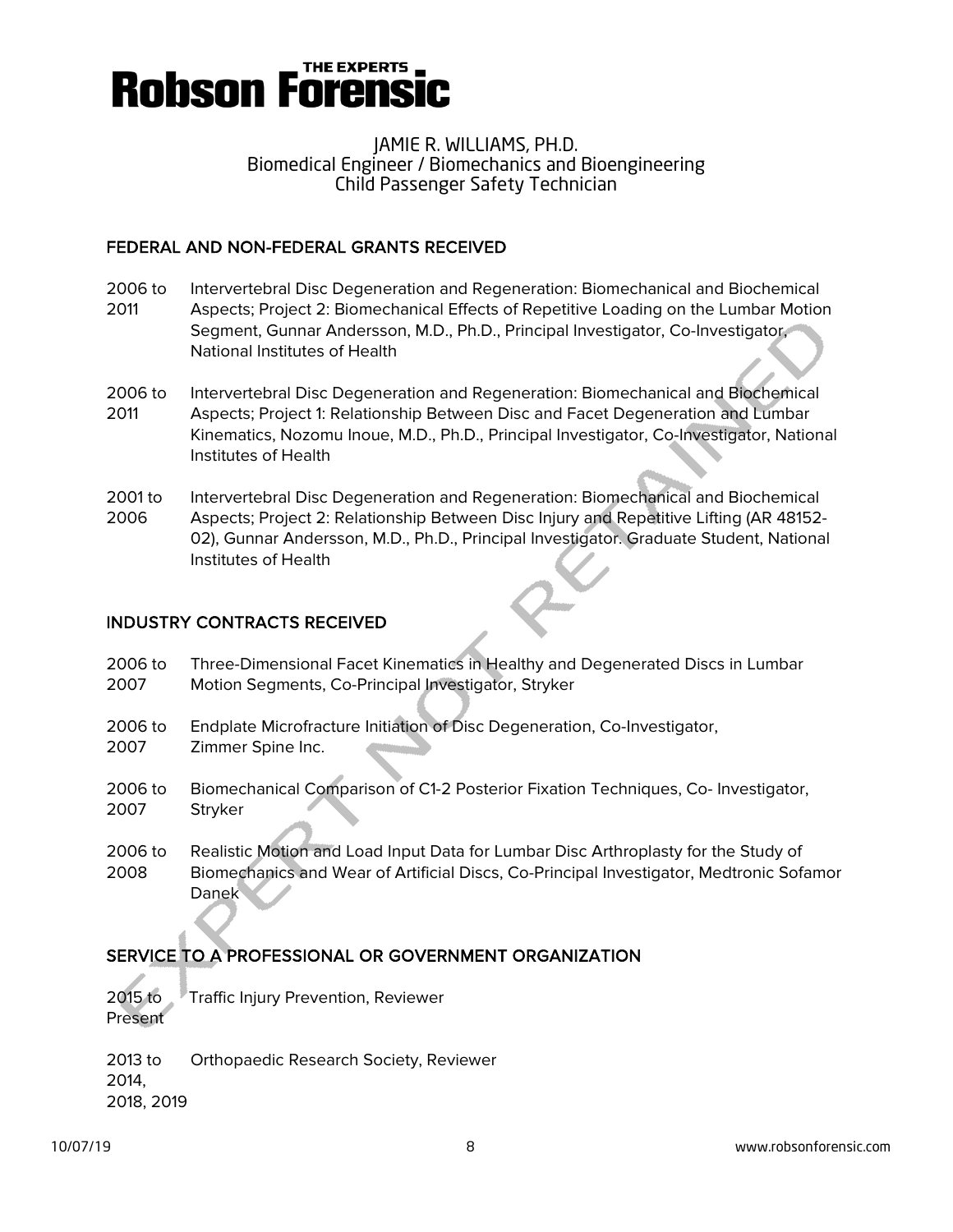## FEDERAL AND NON-FEDERAL GRANTS RECEIVED

2006 to 2011 — Intervertebral Disc Degeneration and Regeneration: Biomechanical and Biochemical Aspects; Project 2: Biomechanical Effects of Repetitive Loading on the Lumbar Motion Segment, Gunnar Andersson, M.D., Ph.D., Principal Investigator, Co-Investigator, National Institutes of Health

2006 to 2011 — Intervertebral Disc Degeneration and Regeneration: Biomechanical and Biochemical Aspects; Project 1: Relationship Between Disc and Facet Degeneration and Lumbar Kinematics, Nozomu Inoue, M.D., Ph.D., Principal Investigator, Co-Investigator, National Institutes of Health

2001 to 2006 — Intervertebral Disc Degeneration and Regeneration: Biomechanical and Biochemical Aspects; Project 2: Relationship Between Disc Injury and Repetitive Lifting (AR 48152-02), Gunnar Andersson, M.D., Ph.D., Principal Investigator. Graduate Student, National Institutes of Health

## INDUSTRY CONTRACTS RECEIVED

2006 to 2007 — Three-Dimensional Facet Kinematics in Healthy and Degenerated Discs in Lumbar Motion Segments, Co-Principal Investigator, Stryker

2006 to 2007 — Endplate Microfracture Initiation of Disc Degeneration, Co-Investigator, Zimmer Spine Inc.

2006 to 2007 — Biomechanical Comparison of C1-2 Posterior Fixation Techniques, Co- Investigator, Stryker

2006 to 2008 — Realistic Motion and Load Input Data for Lumbar Disc Arthroplasty for the Study of Biomechanics and Wear of Artificial Discs, Co-Principal Investigator, Medtronic Sofamor Danek

## SERVICE TO A PROFESSIONAL OR GOVERNMENT ORGANIZATION

2015 to Present — Traffic Injury Prevention, Reviewer

2013 to 2014, 2018, 2019 — Orthopaedic Research Society, Reviewer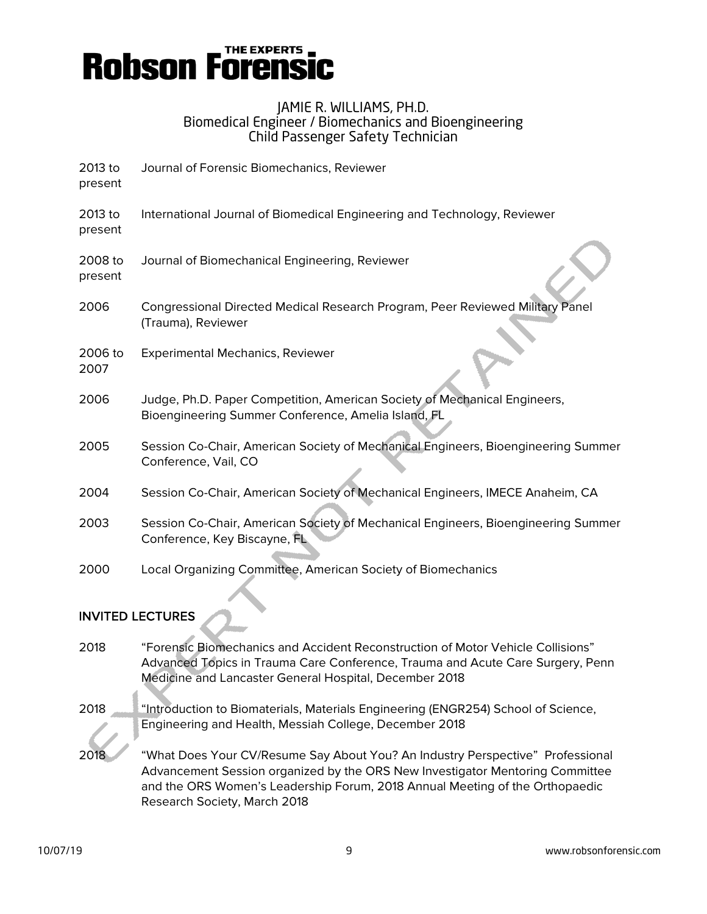| | |
|---|---|
| 2013 to present | Journal of Forensic Biomechanics, Reviewer |
| 2013 to present | International Journal of Biomedical Engineering and Technology, Reviewer |
| 2008 to present | Journal of Biomechanical Engineering, Reviewer |
| 2006 | Congressional Directed Medical Research Program, Peer Reviewed Military Panel (Trauma), Reviewer |
| 2006 to 2007 | Experimental Mechanics, Reviewer |
| 2006 | Judge, Ph.D. Paper Competition, American Society of Mechanical Engineers, Bioengineering Summer Conference, Amelia Island, FL |
| 2005 | Session Co-Chair, American Society of Mechanical Engineers, Bioengineering Summer Conference, Vail, CO |
| 2004 | Session Co-Chair, American Society of Mechanical Engineers, IMECE Anaheim, CA |
| 2003 | Session Co-Chair, American Society of Mechanical Engineers, Bioengineering Summer Conference, Key Biscayne, FL |
| 2000 | Local Organizing Committee, American Society of Biomechanics |

## INVITED LECTURES

| | |
|---|---|
| 2018 | "Forensic Biomechanics and Accident Reconstruction of Motor Vehicle Collisions" Advanced Topics in Trauma Care Conference, Trauma and Acute Care Surgery, Penn Medicine and Lancaster General Hospital, December 2018 |
| 2018 | "Introduction to Biomaterials, Materials Engineering (ENGR254) School of Science, Engineering and Health, Messiah College, December 2018 |
| 2018 | "What Does Your CV/Resume Say About You? An Industry Perspective" Professional Advancement Session organized by the ORS New Investigator Mentoring Committee and the ORS Women's Leadership Forum, 2018 Annual Meeting of the Orthopaedic Research Society, March 2018 |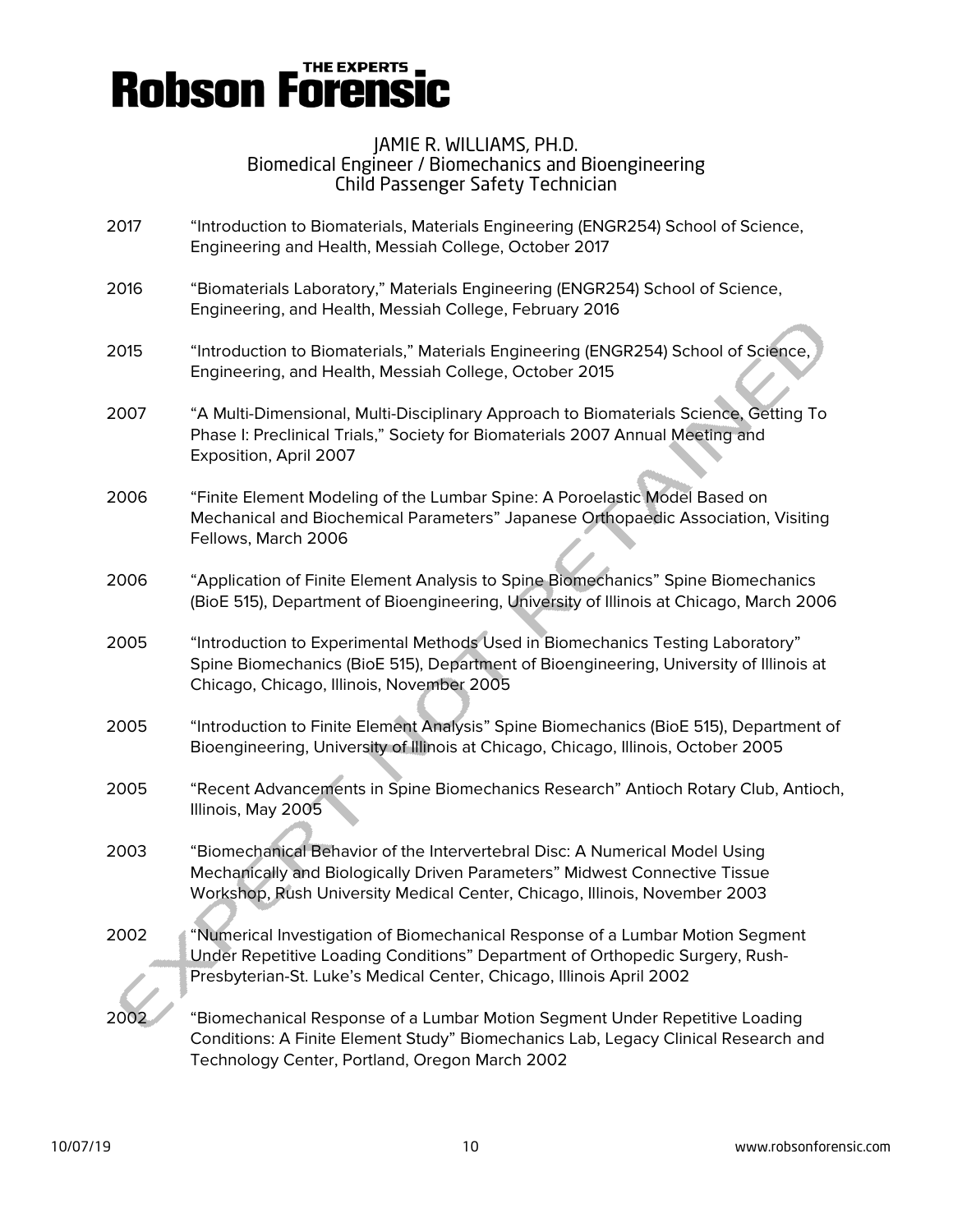2017 "Introduction to Biomaterials, Materials Engineering (ENGR254) School of Science, Engineering and Health, Messiah College, October 2017

2016 "Biomaterials Laboratory," Materials Engineering (ENGR254) School of Science, Engineering, and Health, Messiah College, February 2016

2015 "Introduction to Biomaterials," Materials Engineering (ENGR254) School of Science, Engineering, and Health, Messiah College, October 2015

2007 "A Multi-Dimensional, Multi-Disciplinary Approach to Biomaterials Science, Getting To Phase I: Preclinical Trials," Society for Biomaterials 2007 Annual Meeting and Exposition, April 2007

2006 "Finite Element Modeling of the Lumbar Spine: A Poroelastic Model Based on Mechanical and Biochemical Parameters" Japanese Orthopaedic Association, Visiting Fellows, March 2006

2006 "Application of Finite Element Analysis to Spine Biomechanics" Spine Biomechanics (BioE 515), Department of Bioengineering, University of Illinois at Chicago, March 2006

2005 "Introduction to Experimental Methods Used in Biomechanics Testing Laboratory" Spine Biomechanics (BioE 515), Department of Bioengineering, University of Illinois at Chicago, Chicago, Illinois, November 2005

2005 "Introduction to Finite Element Analysis" Spine Biomechanics (BioE 515), Department of Bioengineering, University of Illinois at Chicago, Chicago, Illinois, October 2005

2005 "Recent Advancements in Spine Biomechanics Research" Antioch Rotary Club, Antioch, Illinois, May 2005

2003 "Biomechanical Behavior of the Intervertebral Disc: A Numerical Model Using Mechanically and Biologically Driven Parameters" Midwest Connective Tissue Workshop, Rush University Medical Center, Chicago, Illinois, November 2003

2002 "Numerical Investigation of Biomechanical Response of a Lumbar Motion Segment Under Repetitive Loading Conditions" Department of Orthopedic Surgery, Rush-Presbyterian-St. Luke's Medical Center, Chicago, Illinois April 2002

2002 "Biomechanical Response of a Lumbar Motion Segment Under Repetitive Loading Conditions: A Finite Element Study" Biomechanics Lab, Legacy Clinical Research and Technology Center, Portland, Oregon March 2002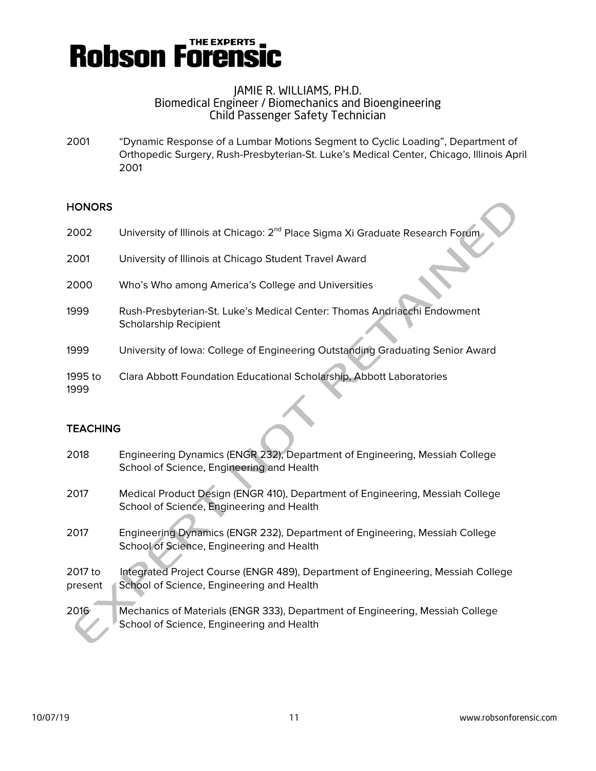2001 “Dynamic Response of a Lumbar Motions Segment to Cyclic Loading”, Department of Orthopedic Surgery, Rush-Presbyterian-St. Luke’s Medical Center, Chicago, Illinois April 2001

## HONORS

2002 University of Illinois at Chicago: 2nd Place Sigma Xi Graduate Research Forum

2001 University of Illinois at Chicago Student Travel Award

2000 Who’s Who among America’s College and Universities

1999 Rush-Presbyterian-St. Luke’s Medical Center: Thomas Andriacchi Endowment Scholarship Recipient

1999 University of Iowa: College of Engineering Outstanding Graduating Senior Award

1995 to 1999 Clara Abbott Foundation Educational Scholarship, Abbott Laboratories

## TEACHING

2018 Engineering Dynamics (ENGR 232), Department of Engineering, Messiah College School of Science, Engineering and Health

2017 Medical Product Design (ENGR 410), Department of Engineering, Messiah College School of Science, Engineering and Health

2017 Engineering Dynamics (ENGR 232), Department of Engineering, Messiah College School of Science, Engineering and Health

2017 to present Integrated Project Course (ENGR 489), Department of Engineering, Messiah College School of Science, Engineering and Health

2016 Mechanics of Materials (ENGR 333), Department of Engineering, Messiah College School of Science, Engineering and Health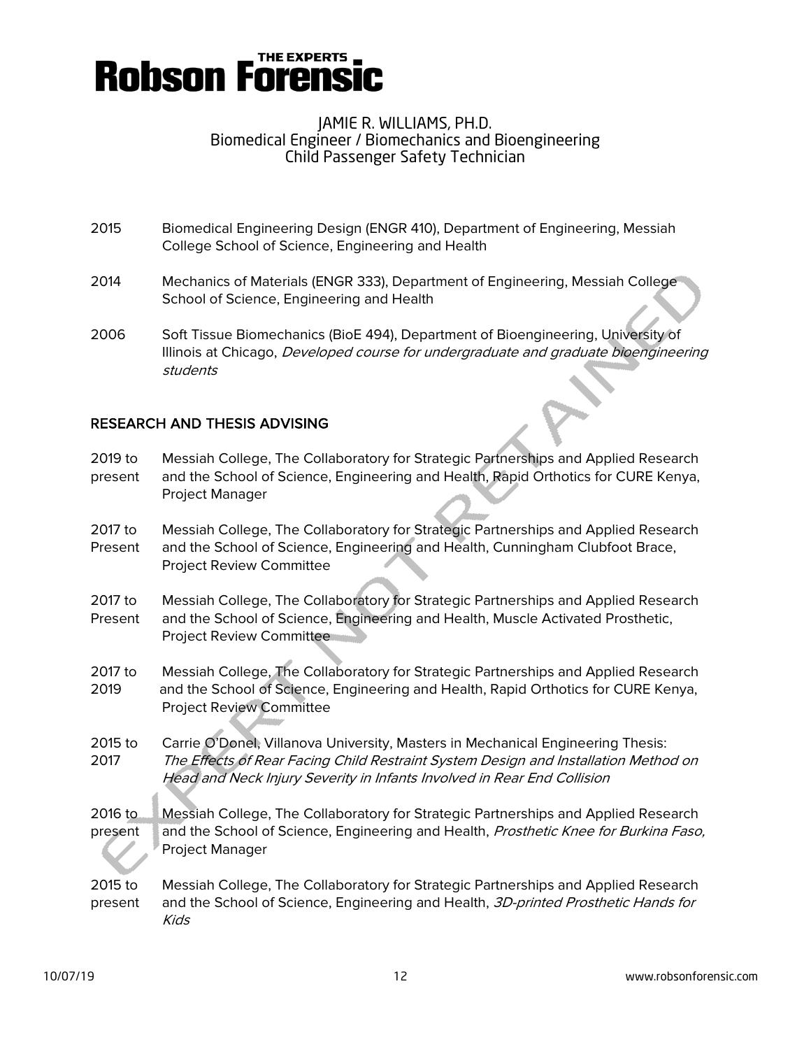| | |
|---|---|
| 2015 | Biomedical Engineering Design (ENGR 410), Department of Engineering, Messiah College School of Science, Engineering and Health |
| 2014 | Mechanics of Materials (ENGR 333), Department of Engineering, Messiah College School of Science, Engineering and Health |
| 2006 | Soft Tissue Biomechanics (BioE 494), Department of Bioengineering, University of Illinois at Chicago, *Developed course for undergraduate and graduate bioengineering students* |

## RESEARCH AND THESIS ADVISING

| | |
|---|---|
| 2019 to present | Messiah College, The Collaboratory for Strategic Partnerships and Applied Research and the School of Science, Engineering and Health, Rapid Orthotics for CURE Kenya, Project Manager |
| 2017 to Present | Messiah College, The Collaboratory for Strategic Partnerships and Applied Research and the School of Science, Engineering and Health, Cunningham Clubfoot Brace, Project Review Committee |
| 2017 to Present | Messiah College, The Collaboratory for Strategic Partnerships and Applied Research and the School of Science, Engineering and Health, Muscle Activated Prosthetic, Project Review Committee |
| 2017 to 2019 | Messiah College, The Collaboratory for Strategic Partnerships and Applied Research and the School of Science, Engineering and Health, Rapid Orthotics for CURE Kenya, Project Review Committee |
| 2015 to 2017 | Carrie O'Donel, Villanova University, Masters in Mechanical Engineering Thesis: *The Effects of Rear Facing Child Restraint System Design and Installation Method on Head and Neck Injury Severity in Infants Involved in Rear End Collision* |
| 2016 to present | Messiah College, The Collaboratory for Strategic Partnerships and Applied Research and the School of Science, Engineering and Health, *Prosthetic Knee for Burkina Faso,* Project Manager |
| 2015 to present | Messiah College, The Collaboratory for Strategic Partnerships and Applied Research and the School of Science, Engineering and Health, *3D-printed Prosthetic Hands for Kids* |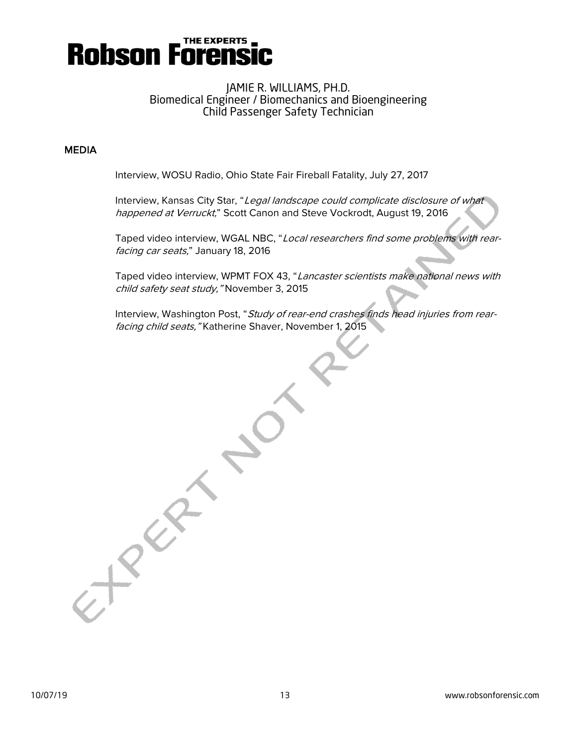# Robson Forensic

JAMIE R. WILLIAMS, PH.D.
Biomedical Engineer / Biomechanics and Bioengineering
Child Passenger Safety Technician

## MEDIA

Interview, WOSU Radio, Ohio State Fair Fireball Fatality, July 27, 2017

Interview, Kansas City Star, "*Legal landscape could complicate disclosure of what happened at Verruckt,*" Scott Canon and Steve Vockrodt, August 19, 2016

Taped video interview, WGAL NBC, "*Local researchers find some problems with rear-facing car seats,*" January 18, 2016

Taped video interview, WPMT FOX 43, "*Lancaster scientists make national news with child safety seat study,*" November 3, 2015

Interview, Washington Post, "*Study of rear-end crashes finds head injuries from rear-facing child seats,*" Katherine Shaver, November 1, 2015

EXPERT NOT RETAINED